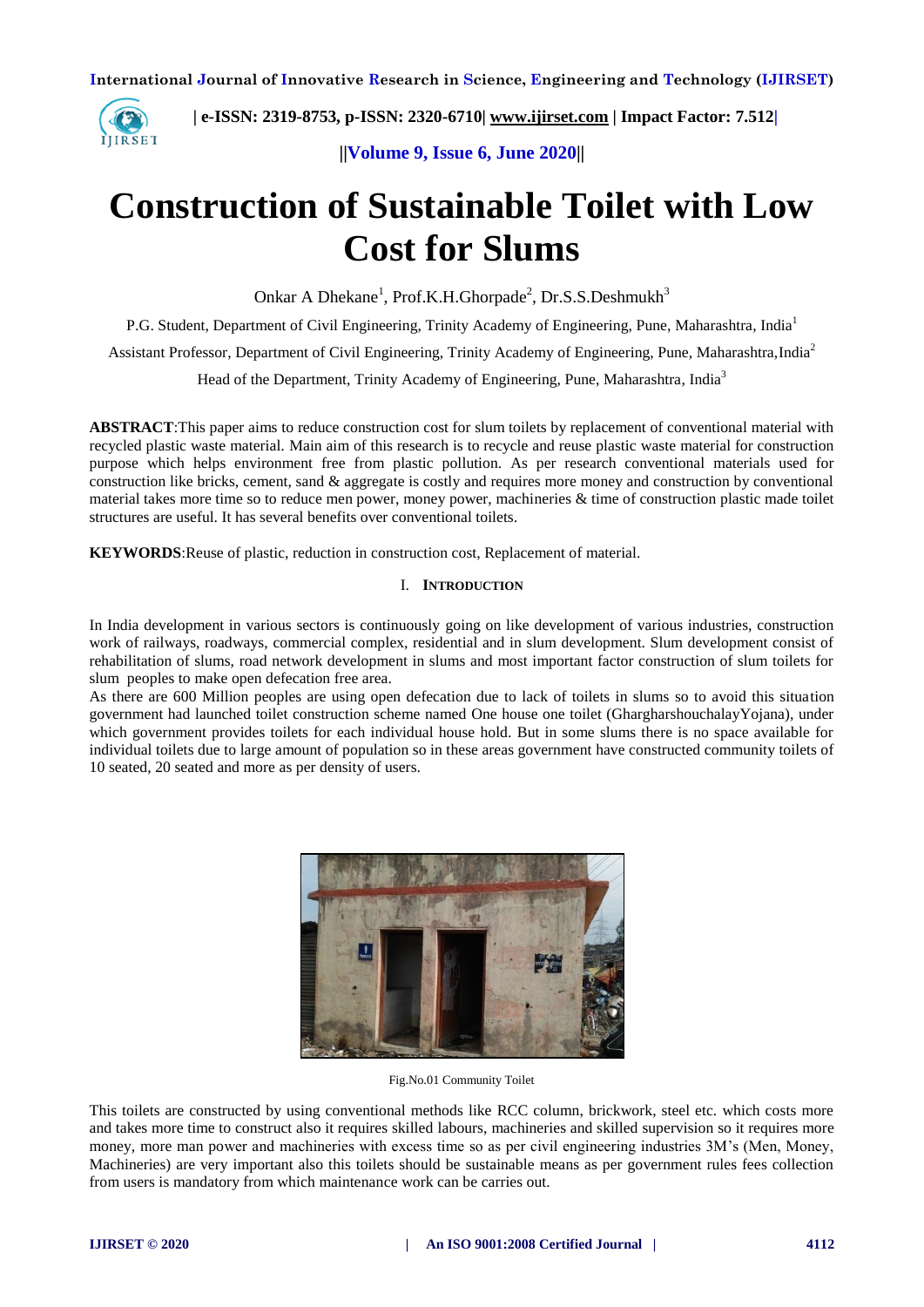# Construction of Sustainable Toilet with Low Cost for Slums

Onkar A Dhekane[1], Prof.K.H.Ghorpade[2], Dr.S.S.Deshmukh[3]

P.G. Student, Department of Civil Engineering, Trinity Academy of Engineering, Pune, Maharashtra, India[1]

Assistant Professor, Department of Civil Engineering, Trinity Academy of Engineering, Pune, Maharashtra,India[2]

Head of the Department, Trinity Academy of Engineering, Pune, Maharashtra, India[3]

**ABSTRACT**:This paper aims to reduce construction cost for slum toilets by replacement of conventional material with recycled plastic waste material. Main aim of this research is to recycle and reuse plastic waste material for construction purpose which helps environment free from plastic pollution. As per research conventional materials used for construction like bricks, cement, sand & aggregate is costly and requires more money and construction by conventional material takes more time so to reduce men power, money power, machineries & time of construction plastic made toilet structures are useful. It has several benefits over conventional toilets.

**KEYWORDS**:Reuse of plastic, reduction in construction cost, Replacement of material.

## I. INTRODUCTION

In India development in various sectors is continuously going on like development of various industries, construction work of railways, roadways, commercial complex, residential and in slum development. Slum development consist of rehabilitation of slums, road network development in slums and most important factor construction of slum toilets for slum peoples to make open defecation free area.

As there are 600 Million peoples are using open defecation due to lack of toilets in slums so to avoid this situation government had launched toilet construction scheme named One house one toilet (GhargharshouchalayYojana), under which government provides toilets for each individual house hold. But in some slums there is no space available for individual toilets due to large amount of population so in these areas government have constructed community toilets of 10 seated, 20 seated and more as per density of users.

Fig.No.01 Community Toilet

This toilets are constructed by using conventional methods like RCC column, brickwork, steel etc. which costs more and takes more time to construct also it requires skilled labours, machineries and skilled supervision so it requires more money, more man power and machineries with excess time so as per civil engineering industries 3M's (Men, Money, Machineries) are very important also this toilets should be sustainable means as per government rules fees collection from users is mandatory from which maintenance work can be carries out.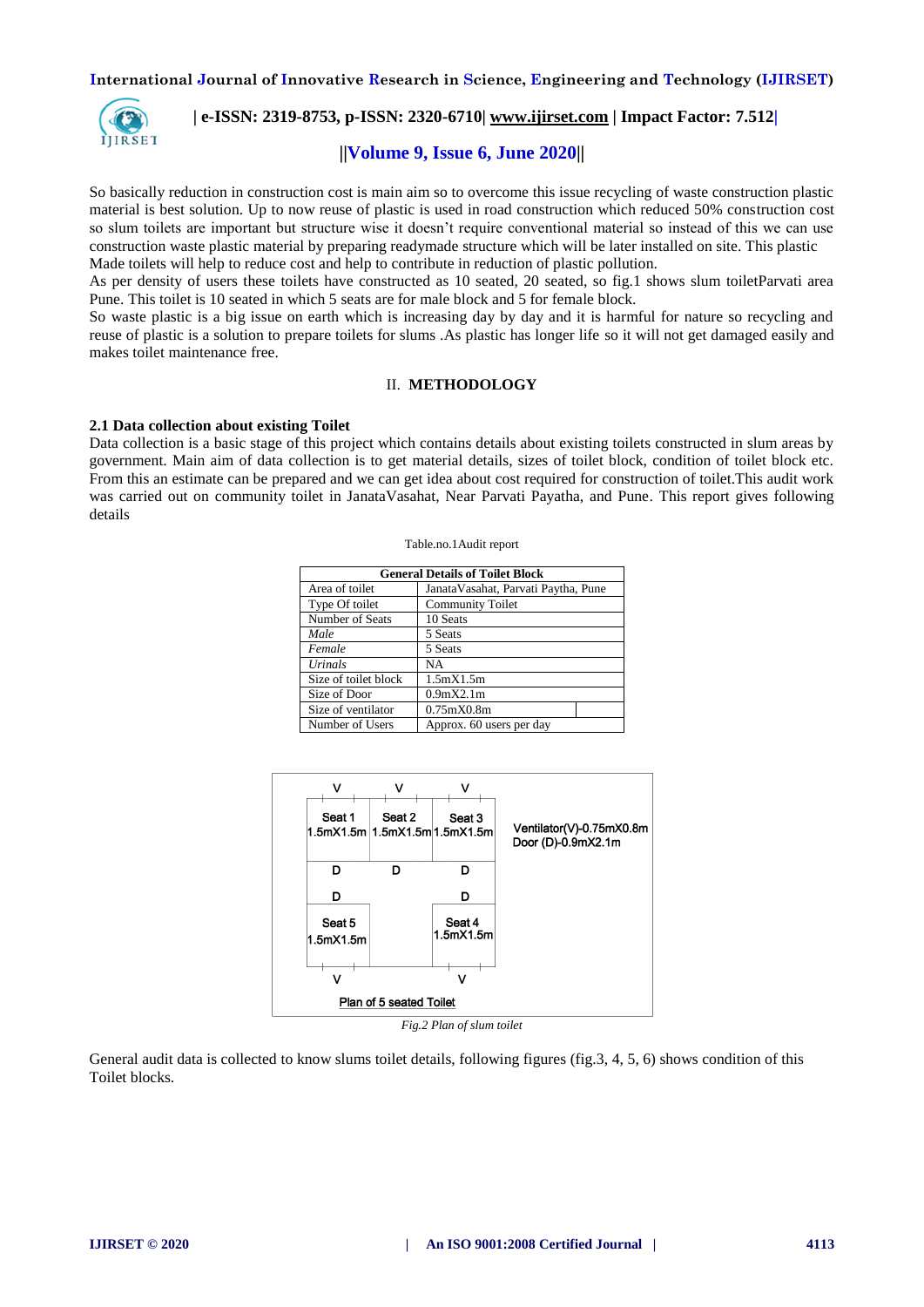So basically reduction in construction cost is main aim so to overcome this issue recycling of waste construction plastic material is best solution. Up to now reuse of plastic is used in road construction which reduced 50% construction cost so slum toilets are important but structure wise it doesn't require conventional material so instead of this we can use construction waste plastic material by preparing readymade structure which will be later installed on site. This plastic Made toilets will help to reduce cost and help to contribute in reduction of plastic pollution.

As per density of users these toilets have constructed as 10 seated, 20 seated, so fig.1 shows slum toiletParvati area Pune. This toilet is 10 seated in which 5 seats are for male block and 5 for female block.

So waste plastic is a big issue on earth which is increasing day by day and it is harmful for nature so recycling and reuse of plastic is a solution to prepare toilets for slums .As plastic has longer life so it will not get damaged easily and makes toilet maintenance free.

## II. METHODOLOGY

### 2.1 Data collection about existing Toilet

Data collection is a basic stage of this project which contains details about existing toilets constructed in slum areas by government. Main aim of data collection is to get material details, sizes of toilet block, condition of toilet block etc. From this an estimate can be prepared and we can get idea about cost required for construction of toilet.This audit work was carried out on community toilet in JanataVasahat, Near Parvati Payatha, and Pune. This report gives following details

Table.no.1Audit report

| General Details of Toilet Block | |
|---|---|
| Area of toilet | JanataVasahat, Parvati Paytha, Pune |
| Type Of toilet | Community Toilet |
| Number of Seats | 10 Seats |
| *Male* | 5 Seats |
| *Female* | 5 Seats |
| *Urinals* | NA |
| Size of toilet block | 1.5mX1.5m |
| Size of Door | 0.9mX2.1m |
| Size of ventilator | 0.75mX0.8m |
| Number of Users | Approx. 60 users per day |

*Fig.2 Plan of slum toilet*

General audit data is collected to know slums toilet details, following figures (fig.3, 4, 5, 6) shows condition of this Toilet blocks.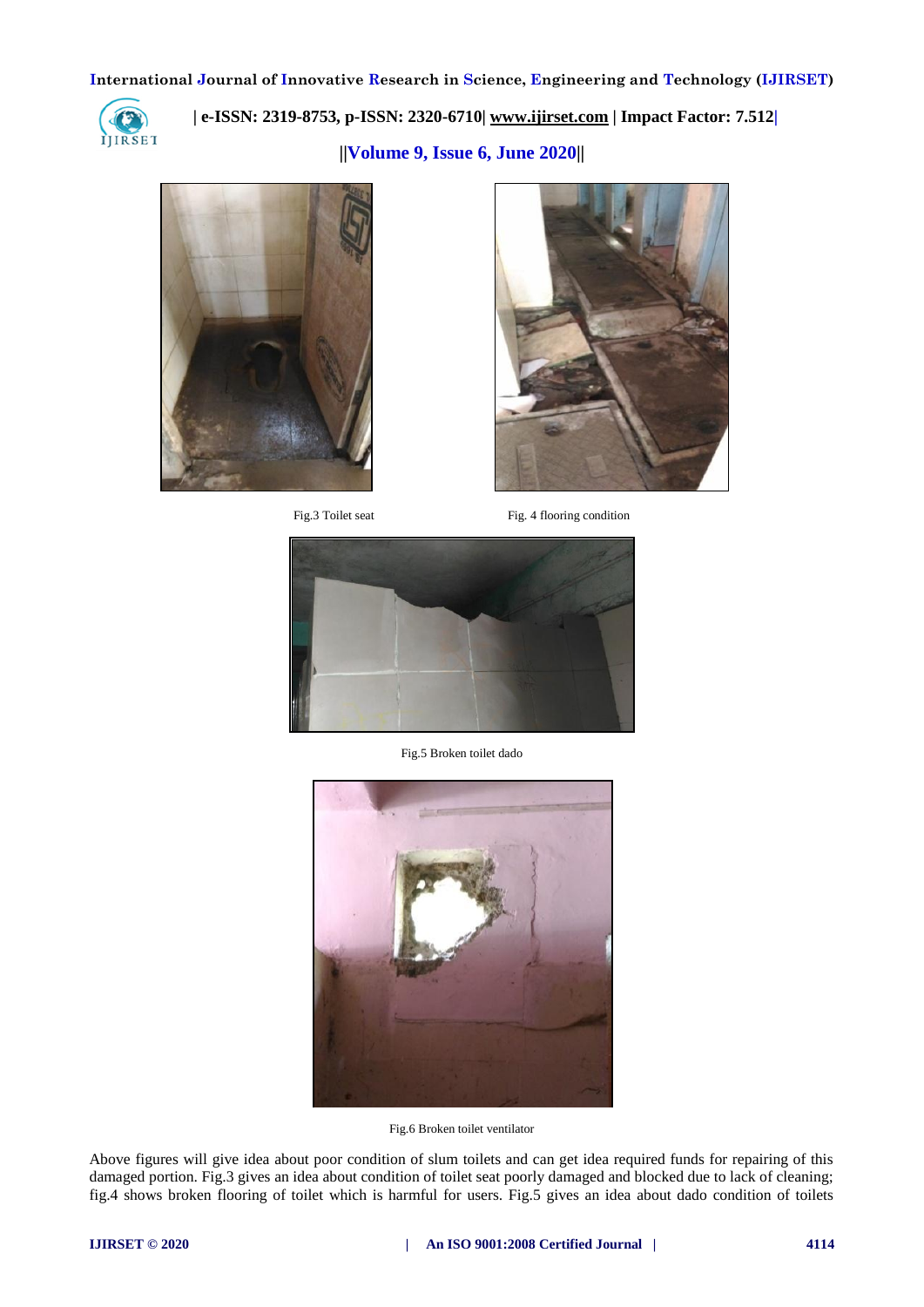Fig.3 Toilet seat

Fig. 4 flooring condition

Fig.5 Broken toilet dado

Fig.6 Broken toilet ventilator

Above figures will give idea about poor condition of slum toilets and can get idea required funds for repairing of this damaged portion. Fig.3 gives an idea about condition of toilet seat poorly damaged and blocked due to lack of cleaning; fig.4 shows broken flooring of toilet which is harmful for users. Fig.5 gives an idea about dado condition of toilets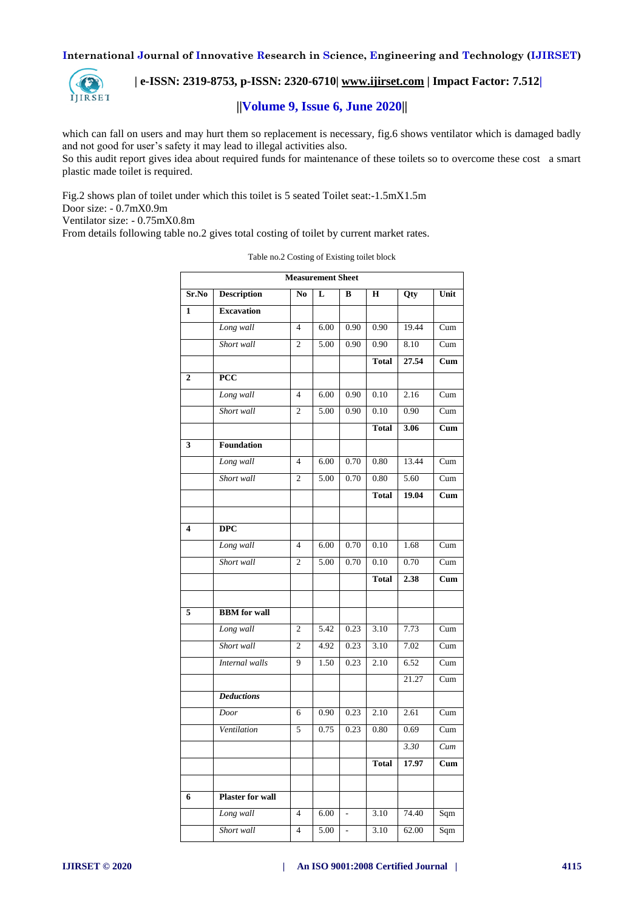which can fall on users and may hurt them so replacement is necessary, fig.6 shows ventilator which is damaged badly and not good for user's safety it may lead to illegal activities also.

So this audit report gives idea about required funds for maintenance of these toilets so to overcome these cost a smart plastic made toilet is required.

Fig.2 shows plan of toilet under which this toilet is 5 seated Toilet seat:-1.5mX1.5m

Door size: - 0.7mX0.9m

Ventilator size: - 0.75mX0.8m

From details following table no.2 gives total costing of toilet by current market rates.

Table no.2 Costing of Existing toilet block

| Measurement Sheet | | | | | | | |
|---|---|---|---|---|---|---|---|
| **Sr.No** | **Description** | **No** | **L** | **B** | **H** | **Qty** | **Unit** |
| **1** | **Excavation** | | | | | | |
| | *Long wall* | 4 | 6.00 | 0.90 | 0.90 | 19.44 | Cum |
| | *Short wall* | 2 | 5.00 | 0.90 | 0.90 | 8.10 | Cum |
| | | | | | **Total** | **27.54** | **Cum** |
| **2** | **PCC** | | | | | | |
| | *Long wall* | 4 | 6.00 | 0.90 | 0.10 | 2.16 | Cum |
| | *Short wall* | 2 | 5.00 | 0.90 | 0.10 | 0.90 | Cum |
| | | | | | **Total** | **3.06** | **Cum** |
| **3** | **Foundation** | | | | | | |
| | *Long wall* | 4 | 6.00 | 0.70 | 0.80 | 13.44 | Cum |
| | *Short wall* | 2 | 5.00 | 0.70 | 0.80 | 5.60 | Cum |
| | | | | | **Total** | **19.04** | **Cum** |
| | | | | | | | |
| **4** | **DPC** | | | | | | |
| | *Long wall* | 4 | 6.00 | 0.70 | 0.10 | 1.68 | Cum |
| | *Short wall* | 2 | 5.00 | 0.70 | 0.10 | 0.70 | Cum |
| | | | | | **Total** | **2.38** | **Cum** |
| | | | | | | | |
| **5** | **BBM for wall** | | | | | | |
| | *Long wall* | 2 | 5.42 | 0.23 | 3.10 | 7.73 | Cum |
| | *Short wall* | 2 | 4.92 | 0.23 | 3.10 | 7.02 | Cum |
| | *Internal walls* | 9 | 1.50 | 0.23 | 2.10 | 6.52 | Cum |
| | | | | | | 21.27 | Cum |
| | ***Deductions*** | | | | | | |
| | *Door* | 6 | 0.90 | 0.23 | 2.10 | 2.61 | Cum |
| | *Ventilation* | 5 | 0.75 | 0.23 | 0.80 | 0.69 | Cum |
| | | | | | | *3.30* | *Cum* |
| | | | | | **Total** | **17.97** | **Cum** |
| | | | | | | | |
| **6** | **Plaster for wall** | | | | | | |
| | *Long wall* | 4 | 6.00 | - | 3.10 | 74.40 | Sqm |
| | *Short wall* | 4 | 5.00 | - | 3.10 | 62.00 | Sqm |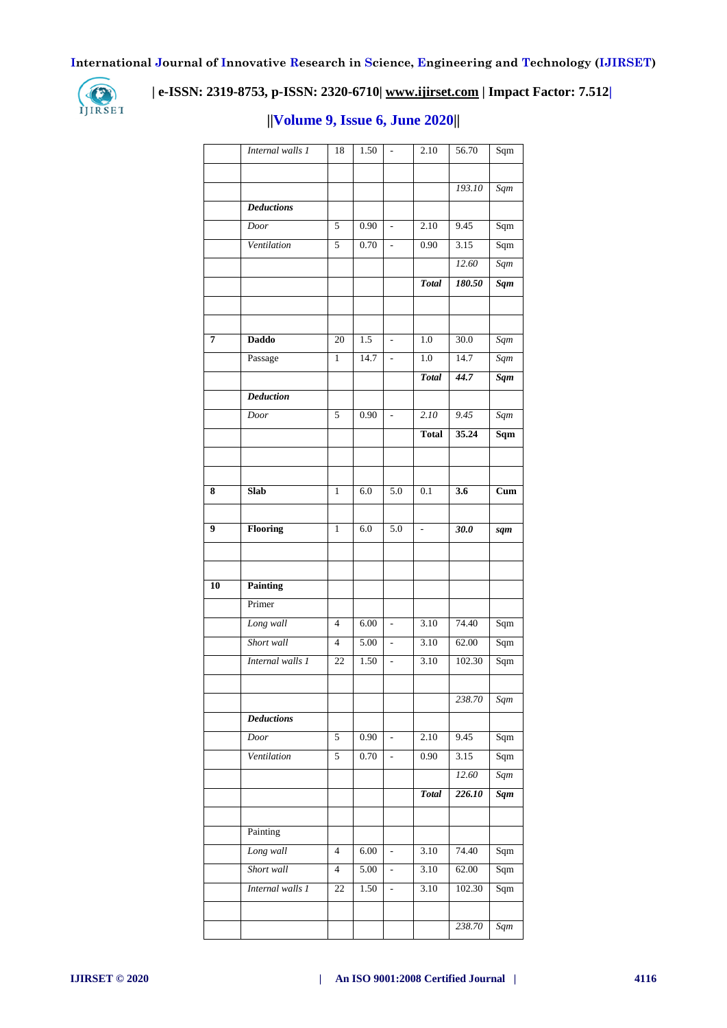|  | *Internal walls 1* | 18 | 1.50 | - | 2.10 | 56.70 | Sqm |
|---|---|---|---|---|---|---|---|
|  |  |  |  |  |  |  |  |
|  |  |  |  |  |  | *193.10* | *Sqm* |
|  | ***Deductions*** |  |  |  |  |  |  |
|  | *Door* | 5 | 0.90 | - | 2.10 | 9.45 | Sqm |
|  | *Ventilation* | 5 | 0.70 | - | 0.90 | 3.15 | Sqm |
|  |  |  |  |  |  | *12.60* | *Sqm* |
|  |  |  |  |  | ***Total*** | ***180.50*** | ***Sqm*** |
|  |  |  |  |  |  |  |  |
|  |  |  |  |  |  |  |  |
| **7** | **Daddo** | 20 | 1.5 | - | 1.0 | 30.0 | *Sqm* |
|  | Passage | 1 | 14.7 | - | 1.0 | 14.7 | *Sqm* |
|  |  |  |  |  | ***Total*** | ***44.7*** | ***Sqm*** |
|  | ***Deduction*** |  |  |  |  |  |  |
|  | *Door* | 5 | 0.90 | - | *2.10* | *9.45* | *Sqm* |
|  |  |  |  |  | **Total** | **35.24** | **Sqm** |
|  |  |  |  |  |  |  |  |
|  |  |  |  |  |  |  |  |
| **8** | **Slab** | 1 | 6.0 | 5.0 | 0.1 | **3.6** | **Cum** |
|  |  |  |  |  |  |  |  |
| **9** | **Flooring** | 1 | 6.0 | 5.0 | - | ***30.0*** | ***sqm*** |
|  |  |  |  |  |  |  |  |
|  |  |  |  |  |  |  |  |
| **10** | **Painting** |  |  |  |  |  |  |
|  | Primer |  |  |  |  |  |  |
|  | *Long wall* | 4 | 6.00 | - | 3.10 | 74.40 | Sqm |
|  | *Short wall* | 4 | 5.00 | - | 3.10 | 62.00 | Sqm |
|  | *Internal walls 1* | 22 | 1.50 | - | 3.10 | 102.30 | Sqm |
|  |  |  |  |  |  |  |  |
|  |  |  |  |  |  | *238.70* | *Sqm* |
|  | ***Deductions*** |  |  |  |  |  |  |
|  | *Door* | 5 | 0.90 | - | 2.10 | 9.45 | Sqm |
|  | *Ventilation* | 5 | 0.70 | - | 0.90 | 3.15 | Sqm |
|  |  |  |  |  |  | *12.60* | *Sqm* |
|  |  |  |  |  | ***Total*** | ***226.10*** | ***Sqm*** |
|  |  |  |  |  |  |  |  |
|  | Painting |  |  |  |  |  |  |
|  | *Long wall* | 4 | 6.00 | - | 3.10 | 74.40 | Sqm |
|  | *Short wall* | 4 | 5.00 | - | 3.10 | 62.00 | Sqm |
|  | *Internal walls 1* | 22 | 1.50 | - | 3.10 | 102.30 | Sqm |
|  |  |  |  |  |  |  |  |
|  |  |  |  |  |  | *238.70* | *Sqm* |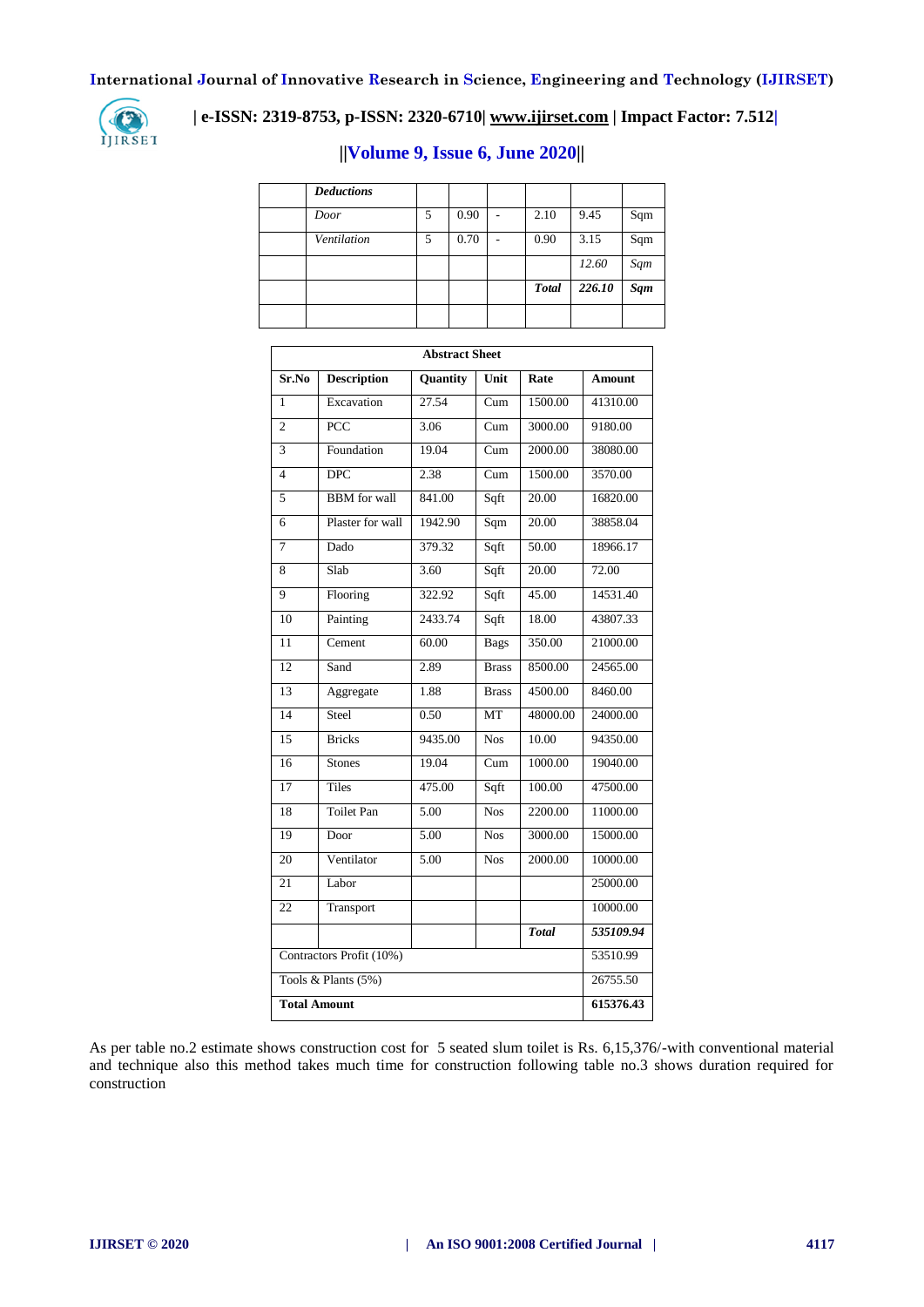| | *Deductions* | | | | | | |
|---|---|---|---|---|---|---|---|
| | *Door* | 5 | 0.90 | - | 2.10 | 9.45 | Sqm |
| | *Ventilation* | 5 | 0.70 | - | 0.90 | 3.15 | Sqm |
| | | | | | | *12.60* | *Sqm* |
| | | | | | ***Total*** | ***226.10*** | ***Sqm*** |
| | | | | | | | |

| **Abstract Sheet** | | | | | |
|---|---|---|---|---|---|
| **Sr.No** | **Description** | **Quantity** | **Unit** | **Rate** | **Amount** |
| 1 | Excavation | 27.54 | Cum | 1500.00 | 41310.00 |
| 2 | PCC | 3.06 | Cum | 3000.00 | 9180.00 |
| 3 | Foundation | 19.04 | Cum | 2000.00 | 38080.00 |
| 4 | DPC | 2.38 | Cum | 1500.00 | 3570.00 |
| 5 | BBM for wall | 841.00 | Sqft | 20.00 | 16820.00 |
| 6 | Plaster for wall | 1942.90 | Sqm | 20.00 | 38858.04 |
| 7 | Dado | 379.32 | Sqft | 50.00 | 18966.17 |
| 8 | Slab | 3.60 | Sqft | 20.00 | 72.00 |
| 9 | Flooring | 322.92 | Sqft | 45.00 | 14531.40 |
| 10 | Painting | 2433.74 | Sqft | 18.00 | 43807.33 |
| 11 | Cement | 60.00 | Bags | 350.00 | 21000.00 |
| 12 | Sand | 2.89 | Brass | 8500.00 | 24565.00 |
| 13 | Aggregate | 1.88 | Brass | 4500.00 | 8460.00 |
| 14 | Steel | 0.50 | MT | 48000.00 | 24000.00 |
| 15 | Bricks | 9435.00 | Nos | 10.00 | 94350.00 |
| 16 | Stones | 19.04 | Cum | 1000.00 | 19040.00 |
| 17 | Tiles | 475.00 | Sqft | 100.00 | 47500.00 |
| 18 | Toilet Pan | 5.00 | Nos | 2200.00 | 11000.00 |
| 19 | Door | 5.00 | Nos | 3000.00 | 15000.00 |
| 20 | Ventilator | 5.00 | Nos | 2000.00 | 10000.00 |
| 21 | Labor | | | | 25000.00 |
| 22 | Transport | | | | 10000.00 |
| | | | | ***Total*** | ***535109.94*** |
| Contractors Profit (10%) | | | | | 53510.99 |
| Tools & Plants (5%) | | | | | 26755.50 |
| **Total Amount** | | | | | **615376.43** |

As per table no.2 estimate shows construction cost for 5 seated slum toilet is Rs. 6,15,376/-with conventional material and technique also this method takes much time for construction following table no.3 shows duration required for construction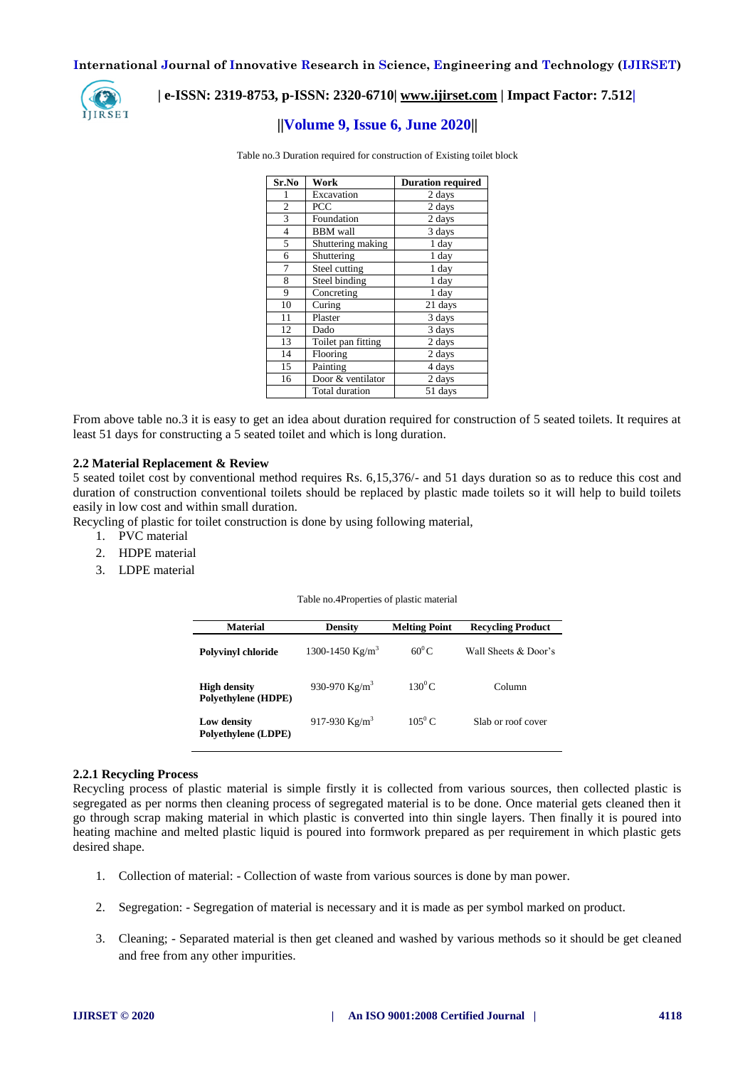Table no.3 Duration required for construction of Existing toilet block

| Sr.No | Work | Duration required |
|---|---|---|
| 1 | Excavation | 2 days |
| 2 | PCC | 2 days |
| 3 | Foundation | 2 days |
| 4 | BBM wall | 3 days |
| 5 | Shuttering making | 1 day |
| 6 | Shuttering | 1 day |
| 7 | Steel cutting | 1 day |
| 8 | Steel binding | 1 day |
| 9 | Concreting | 1 day |
| 10 | Curing | 21 days |
| 11 | Plaster | 3 days |
| 12 | Dado | 3 days |
| 13 | Toilet pan fitting | 2 days |
| 14 | Flooring | 2 days |
| 15 | Painting | 4 days |
| 16 | Door & ventilator | 2 days |
| | Total duration | 51 days |

From above table no.3 it is easy to get an idea about duration required for construction of 5 seated toilets. It requires at least 51 days for constructing a 5 seated toilet and which is long duration.

### 2.2 Material Replacement & Review

5 seated toilet cost by conventional method requires Rs. 6,15,376/- and 51 days duration so as to reduce this cost and duration of construction conventional toilets should be replaced by plastic made toilets so it will help to build toilets easily in low cost and within small duration.

Recycling of plastic for toilet construction is done by using following material,

1. PVC material
2. HDPE material
3. LDPE material

Table no.4Properties of plastic material

| Material | Density | Melting Point | Recycling Product |
|---|---|---|---|
| **Polyvinyl chloride** | 1300-1450 Kg/m$^3$ | 60$^0$C | Wall Sheets & Door's |
| **High density Polyethylene (HDPE)** | 930-970 Kg/m$^3$ | 130$^0$C | Column |
| **Low density Polyethylene (LDPE)** | 917-930 Kg/m$^3$ | 105$^0$ C | Slab or roof cover |

#### 2.2.1 Recycling Process

Recycling process of plastic material is simple firstly it is collected from various sources, then collected plastic is segregated as per norms then cleaning process of segregated material is to be done. Once material gets cleaned then it go through scrap making material in which plastic is converted into thin single layers. Then finally it is poured into heating machine and melted plastic liquid is poured into formwork prepared as per requirement in which plastic gets desired shape.

1. Collection of material: - Collection of waste from various sources is done by man power.

2. Segregation: - Segregation of material is necessary and it is made as per symbol marked on product.

3. Cleaning; - Separated material is then get cleaned and washed by various methods so it should be get cleaned and free from any other impurities.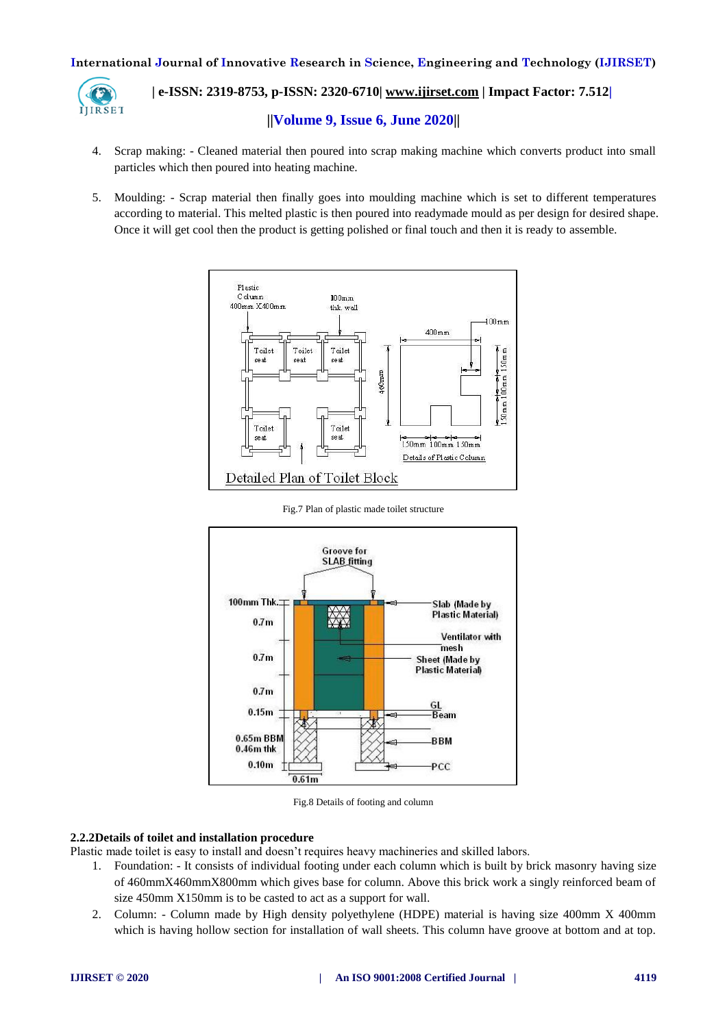4. Scrap making: - Cleaned material then poured into scrap making machine which converts product into small particles which then poured into heating machine.

5. Moulding: - Scrap material then finally goes into moulding machine which is set to different temperatures according to material. This melted plastic is then poured into readymade mould as per design for desired shape. Once it will get cool then the product is getting polished or final touch and then it is ready to assemble.

Fig.7 Plan of plastic made toilet structure

Fig.8 Details of footing and column

### 2.2.2Details of toilet and installation procedure

Plastic made toilet is easy to install and doesn't requires heavy machineries and skilled labors.

1. Foundation: - It consists of individual footing under each column which is built by brick masonry having size of 460mmX460mmX800mm which gives base for column. Above this brick work a singly reinforced beam of size 450mm X150mm is to be casted to act as a support for wall.
2. Column: - Column made by High density polyethylene (HDPE) material is having size 400mm X 400mm which is having hollow section for installation of wall sheets. This column have groove at bottom and at top.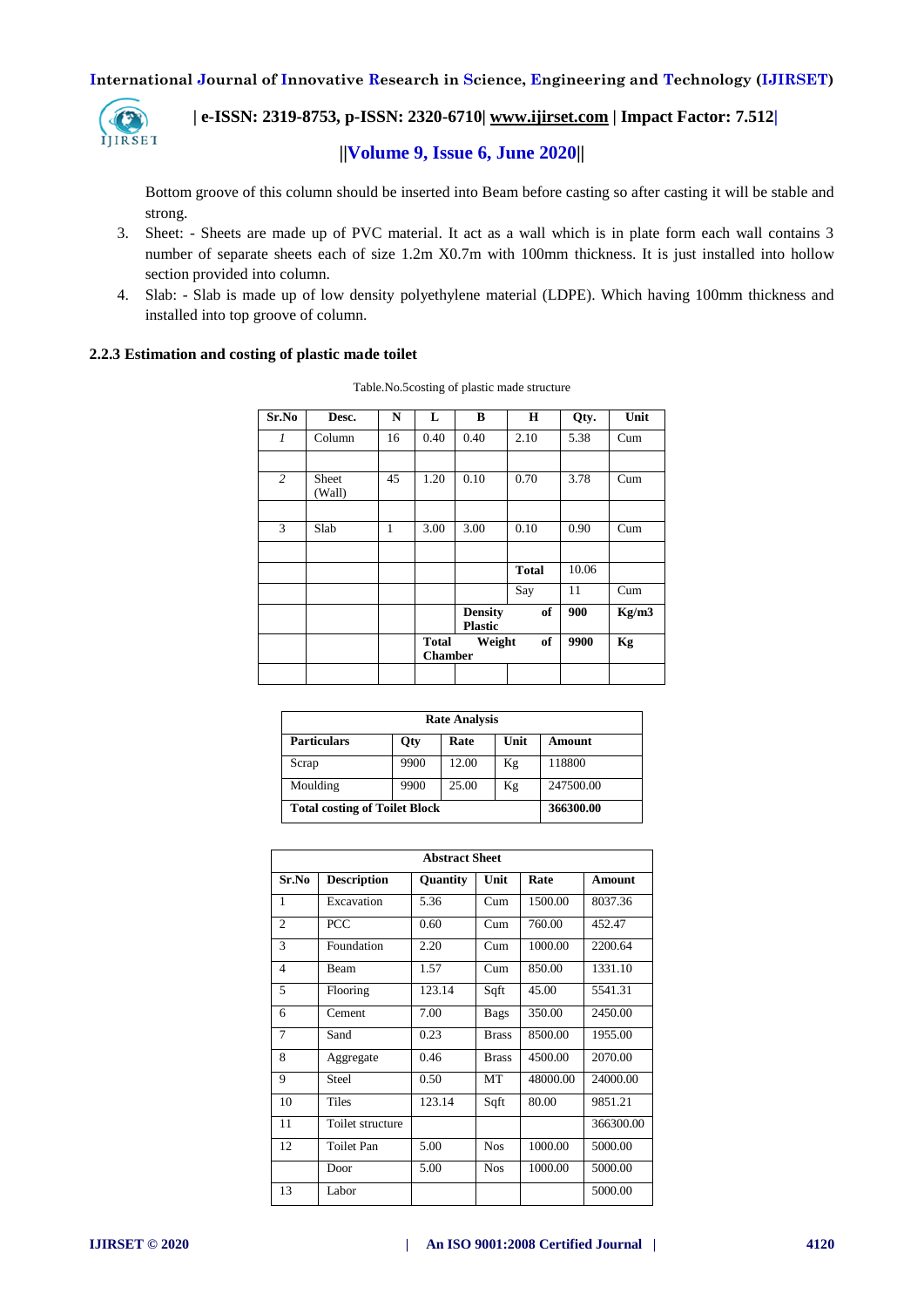Bottom groove of this column should be inserted into Beam before casting so after casting it will be stable and strong.

3. Sheet: - Sheets are made up of PVC material. It act as a wall which is in plate form each wall contains 3 number of separate sheets each of size 1.2m X0.7m with 100mm thickness. It is just installed into hollow section provided into column.
4. Slab: - Slab is made up of low density polyethylene material (LDPE). Which having 100mm thickness and installed into top groove of column.

### 2.2.3 Estimation and costing of plastic made toilet

Table.No.5costing of plastic made structure

| Sr.No | Desc. | N | L | B | H | Qty. | Unit |
|---|---|---|---|---|---|---|---|
| *1* | Column | 16 | 0.40 | 0.40 | 2.10 | 5.38 | Cum |
| | | | | | | | |
| *2* | Sheet (Wall) | 45 | 1.20 | 0.10 | 0.70 | 3.78 | Cum |
| | | | | | | | |
| 3 | Slab | 1 | 3.00 | 3.00 | 0.10 | 0.90 | Cum |
| | | | | | | | |
| | | | | | **Total** | 10.06 | |
| | | | | | Say | 11 | Cum |
| | | | | **Density of Plastic** | | **900** | **Kg/m3** |
| | | | **Total Weight of Chamber** | | | **9900** | **Kg** |
| | | | | | | | |

| Rate Analysis | | | | |
|---|---|---|---|---|
| **Particulars** | **Qty** | **Rate** | **Unit** | **Amount** |
| Scrap | 9900 | 12.00 | Kg | 118800 |
| Moulding | 9900 | 25.00 | Kg | 247500.00 |
| **Total costing of Toilet Block** | | | | **366300.00** |

| Abstract Sheet | | | | | |
|---|---|---|---|---|---|
| **Sr.No** | **Description** | **Quantity** | **Unit** | **Rate** | **Amount** |
| 1 | Excavation | 5.36 | Cum | 1500.00 | 8037.36 |
| 2 | PCC | 0.60 | Cum | 760.00 | 452.47 |
| 3 | Foundation | 2.20 | Cum | 1000.00 | 2200.64 |
| 4 | Beam | 1.57 | Cum | 850.00 | 1331.10 |
| 5 | Flooring | 123.14 | Sqft | 45.00 | 5541.31 |
| 6 | Cement | 7.00 | Bags | 350.00 | 2450.00 |
| 7 | Sand | 0.23 | Brass | 8500.00 | 1955.00 |
| 8 | Aggregate | 0.46 | Brass | 4500.00 | 2070.00 |
| 9 | Steel | 0.50 | MT | 48000.00 | 24000.00 |
| 10 | Tiles | 123.14 | Sqft | 80.00 | 9851.21 |
| 11 | Toilet structure | | | | 366300.00 |
| 12 | Toilet Pan | 5.00 | Nos | 1000.00 | 5000.00 |
| | Door | 5.00 | Nos | 1000.00 | 5000.00 |
| 13 | Labor | | | | 5000.00 |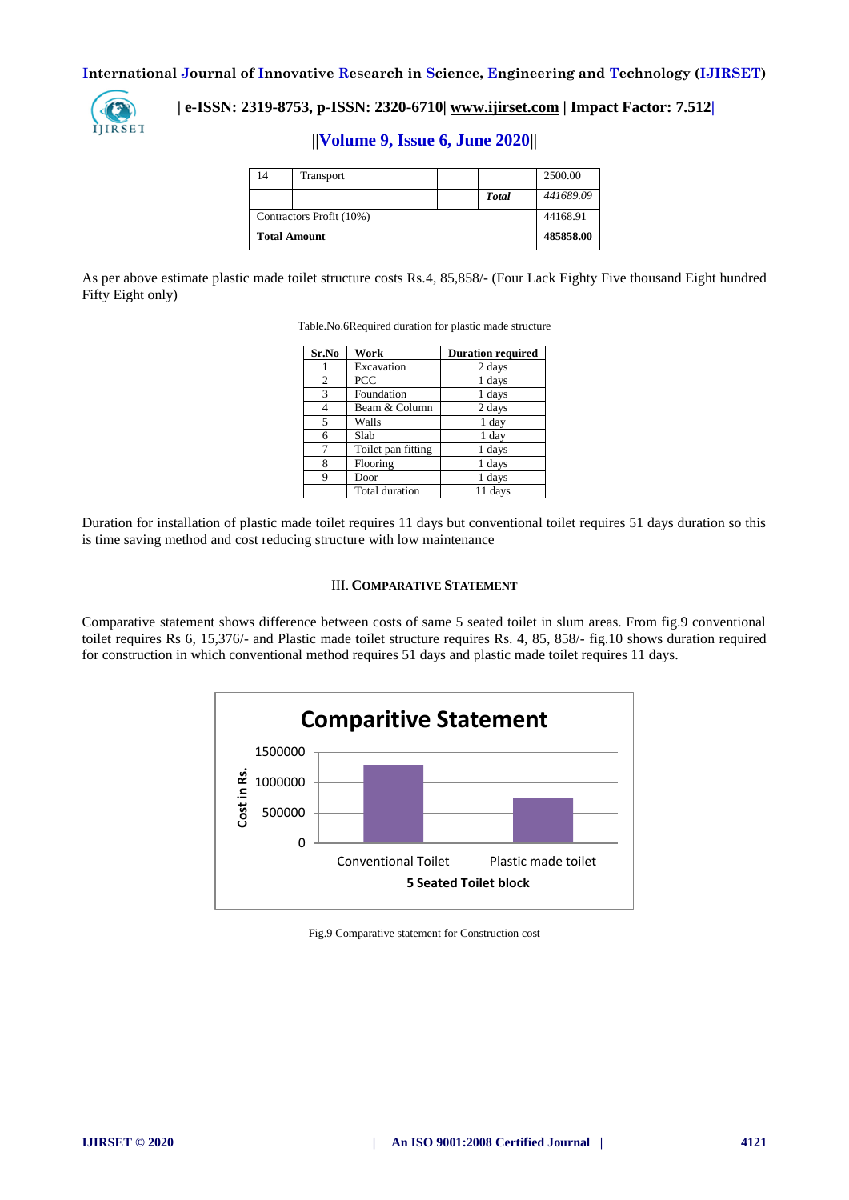| 14 | Transport | | | | 2500.00 |
|---|---|---|---|---|---|
| | | | | ***Total*** | *441689.09* |
| Contractors Profit (10%) | | | | | 44168.91 |
| **Total Amount** | | | | | **485858.00** |

As per above estimate plastic made toilet structure costs Rs.4, 85,858/- (Four Lack Eighty Five thousand Eight hundred Fifty Eight only)

Table.No.6Required duration for plastic made structure

| Sr.No | Work | Duration required |
|---|---|---|
| 1 | Excavation | 2 days |
| 2 | PCC | 1 days |
| 3 | Foundation | 1 days |
| 4 | Beam & Column | 2 days |
| 5 | Walls | 1 day |
| 6 | Slab | 1 day |
| 7 | Toilet pan fitting | 1 days |
| 8 | Flooring | 1 days |
| 9 | Door | 1 days |
| | Total duration | 11 days |

Duration for installation of plastic made toilet requires 11 days but conventional toilet requires 51 days duration so this is time saving method and cost reducing structure with low maintenance

## III. COMPARATIVE STATEMENT

Comparative statement shows difference between costs of same 5 seated toilet in slum areas. From fig.9 conventional toilet requires Rs 6, 15,376/- and Plastic made toilet structure requires Rs. 4, 85, 858/- fig.10 shows duration required for construction in which conventional method requires 51 days and plastic made toilet requires 11 days.

Fig.9 Comparative statement for Construction cost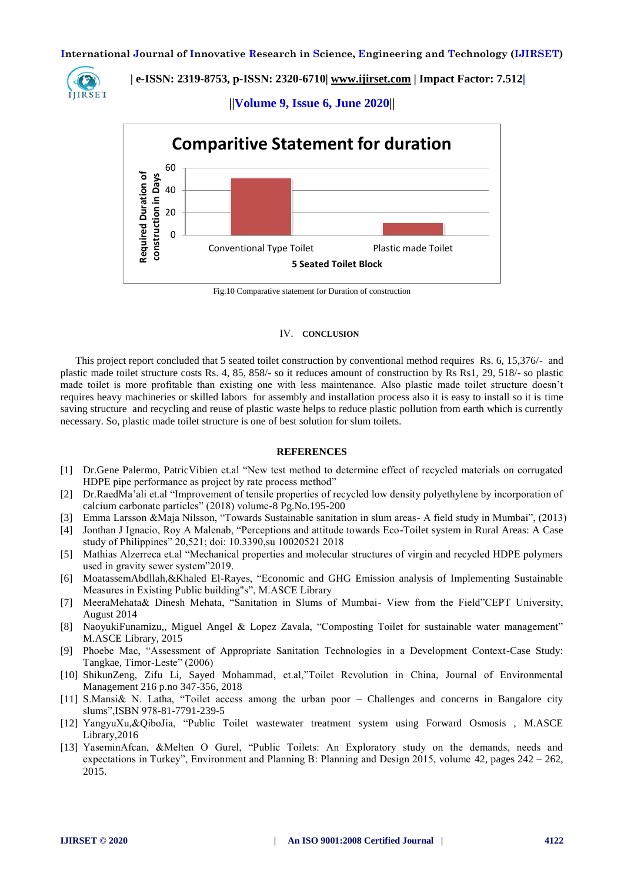Comparitive Statement for duration

Required Duration of construction in Days

60

40

20

0

Conventional Type Toilet

Plastic made Toilet

5 Seated Toilet Block

Fig.10 Comparative statement for Duration of construction

## IV. CONCLUSION

This project report concluded that 5 seated toilet construction by conventional method requires Rs. 6, 15,376/- and plastic made toilet structure costs Rs. 4, 85, 858/- so it reduces amount of construction by Rs Rs1, 29, 518/- so plastic made toilet is more profitable than existing one with less maintenance. Also plastic made toilet structure doesn't requires heavy machineries or skilled labors for assembly and installation process also it is easy to install so it is time saving structure and recycling and reuse of plastic waste helps to reduce plastic pollution from earth which is currently necessary. So, plastic made toilet structure is one of best solution for slum toilets.

## REFERENCES

[1] Dr.Gene Palermo, PatricVibien et.al "New test method to determine effect of recycled materials on corrugated HDPE pipe performance as project by rate process method"

[2] Dr.RaedMa'ali et.al "Improvement of tensile properties of recycled low density polyethylene by incorporation of calcium carbonate particles" (2018) volume-8 Pg.No.195-200

[3] Emma Larsson &Maja Nilsson, "Towards Sustainable sanitation in slum areas- A field study in Mumbai", (2013)

[4] Jonthan J Ignacio, Roy A Malenab, "Perceptions and attitude towards Eco-Toilet system in Rural Areas: A Case study of Philippines" 20,521; doi: 10.3390,su 10020521 2018

[5] Mathias Alzerreca et.al "Mechanical properties and molecular structures of virgin and recycled HDPE polymers used in gravity sewer system"2019.

[6] MoatassemAbdllah,&Khaled El-Rayes, "Economic and GHG Emission analysis of Implementing Sustainable Measures in Existing Public building"s", M.ASCE Library

[7] MeeraMehata& Dinesh Mehata, "Sanitation in Slums of Mumbai- View from the Field"CEPT University, August 2014

[8] NaoyukiFunamizu,, Miguel Angel & Lopez Zavala, "Composting Toilet for sustainable water management" M.ASCE Library, 2015

[9] Phoebe Mac, "Assessment of Appropriate Sanitation Technologies in a Development Context-Case Study: Tangkae, Timor-Leste" (2006)

[10] ShikunZeng, Zifu Li, Sayed Mohammad, et.al,"Toilet Revolution in China, Journal of Environmental Management 216 p.no 347-356, 2018

[11] S.Mansi& N. Latha, "Toilet access among the urban poor – Challenges and concerns in Bangalore city slums",ISBN 978-81-7791-239-5

[12] YangyuXu,&QiboJia, "Public Toilet wastewater treatment system using Forward Osmosis , M.ASCE Library,2016

[13] YaseminAfcan, &Melten O Gurel, "Public Toilets: An Exploratory study on the demands, needs and expectations in Turkey", Environment and Planning B: Planning and Design 2015, volume 42, pages 242 – 262, 2015.